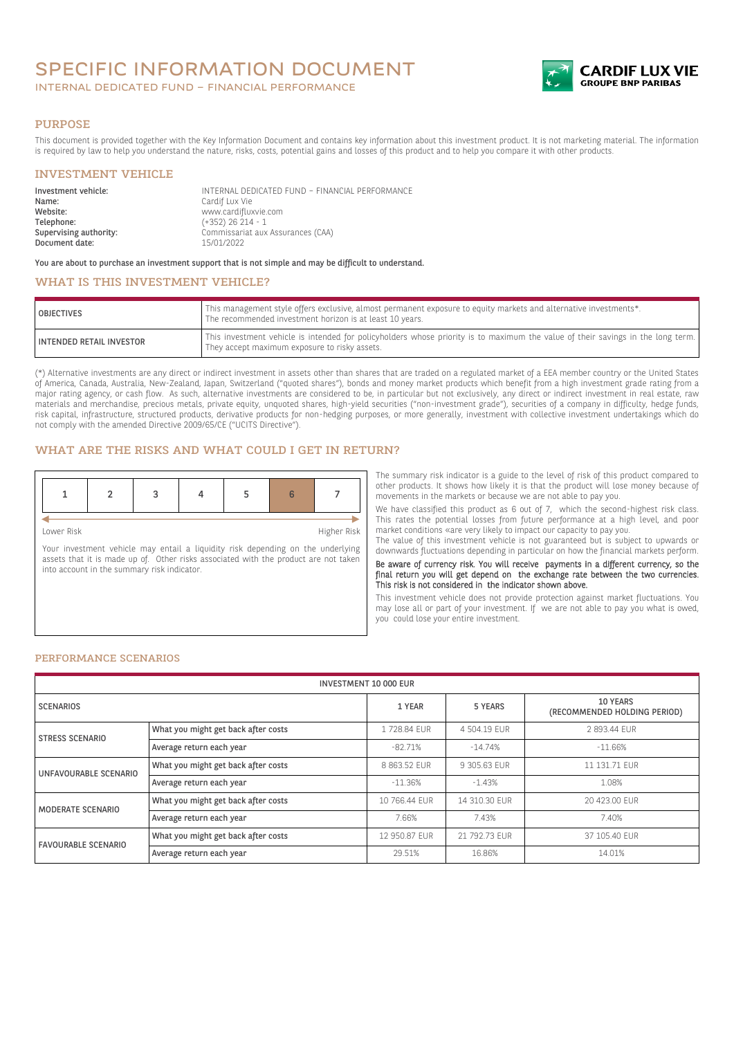# SPECIFIC INFORMATION DOCUMENT

INTERNAL DEDICATED FUND – FINANCIAL PERFORMANCE

CARDIF LUX VIE
GROUPE BNP PARIBAS

## PURPOSE

This document is provided together with the Key Information Document and contains key information about this investment product. It is not marketing material. The information is required by law to help you understand the nature, risks, costs, potential gains and losses of this product and to help you compare it with other products.

## INVESTMENT VEHICLE

| | |
|---|---|
| **Investment vehicle:** | INTERNAL DEDICATED FUND – FINANCIAL PERFORMANCE |
| **Name:** | Cardif Lux Vie |
| **Website:** | www.cardifluxvie.com |
| **Telephone:** | (+352) 26 214 - 1 |
| **Supervising authority:** | Commissariat aux Assurances (CAA) |
| **Document date:** | 15/01/2022 |

**You are about to purchase an investment support that is not simple and may be difficult to understand.**

## WHAT IS THIS INVESTMENT VEHICLE?

| | |
|---|---|
| OBJECTIVES | This management style offers exclusive, almost permanent exposure to equity markets and alternative investments*. The recommended investment horizon is at least 10 years. |
| INTENDED RETAIL INVESTOR | This investment vehicle is intended for policyholders whose priority is to maximum the value of their savings in the long term. They accept maximum exposure to risky assets. |

(*) Alternative investments are any direct or indirect investment in assets other than shares that are traded on a regulated market of a EEA member country or the United States of America, Canada, Australia, New-Zealand, Japan, Switzerland ("quoted shares"), bonds and money market products which benefit from a high investment grade rating from a major rating agency, or cash flow. As such, alternative investments are considered to be, in particular but not exclusively, any direct or indirect investment in real estate, raw materials and merchandise, precious metals, private equity, unquoted shares, high-yield securities ("non-investment grade"), securities of a company in difficulty, hedge funds, risk capital, infrastructure, structured products, derivative products for non-hedging purposes, or more generally, investment with collective investment undertakings which do not comply with the amended Directive 2009/65/CE ("UCITS Directive").

## WHAT ARE THE RISKS AND WHAT COULD I GET IN RETURN?

| 1 | 2 | 3 | 4 | 5 | **6** | 7 |
|---|---|---|---|---|---|---|

Lower Risk — Higher Risk

Your investment vehicle may entail a liquidity risk depending on the underlying assets that it is made up of. Other risks associated with the product are not taken into account in the summary risk indicator.

The summary risk indicator is a guide to the level of risk of this product compared to other products. It shows how likely it is that the product will lose money because of movements in the markets or because we are not able to pay you.

We have classified this product as 6 out of 7, which the second-highest risk class. This rates the potential losses from future performance at a high level, and poor market conditions «are very likely to impact our capacity to pay you.

The value of this investment vehicle is not guaranteed but is subject to upwards or downwards fluctuations depending in particular on how the financial markets perform.

**Be aware of currency risk. You will receive payments in a different currency, so the final return you will get depend on the exchange rate between the two currencies. This risk is not considered in the indicator shown above.**

This investment vehicle does not provide protection against market fluctuations. You may lose all or part of your investment. If we are not able to pay you what is owed, you could lose your entire investment.

### PERFORMANCE SCENARIOS

| INVESTMENT 10 000 EUR | | | | |
|---|---|---|---|---|
| SCENARIOS | | 1 YEAR | 5 YEARS | 10 YEARS (RECOMMENDED HOLDING PERIOD) |
| STRESS SCENARIO | What you might get back after costs | 1 728.84 EUR | 4 504.19 EUR | 2 893.44 EUR |
| | Average return each year | -82.71% | -14.74% | -11.66% |
| UNFAVOURABLE SCENARIO | What you might get back after costs | 8 863.52 EUR | 9 305.63 EUR | 11 131.71 EUR |
| | Average return each year | -11.36% | -1.43% | 1.08% |
| MODERATE SCENARIO | What you might get back after costs | 10 766.44 EUR | 14 310.30 EUR | 20 423.00 EUR |
| | Average return each year | 7.66% | 7.43% | 7.40% |
| FAVOURABLE SCENARIO | What you might get back after costs | 12 950.87 EUR | 21 792.73 EUR | 37 105.40 EUR |
| | Average return each year | 29.51% | 16.86% | 14.01% |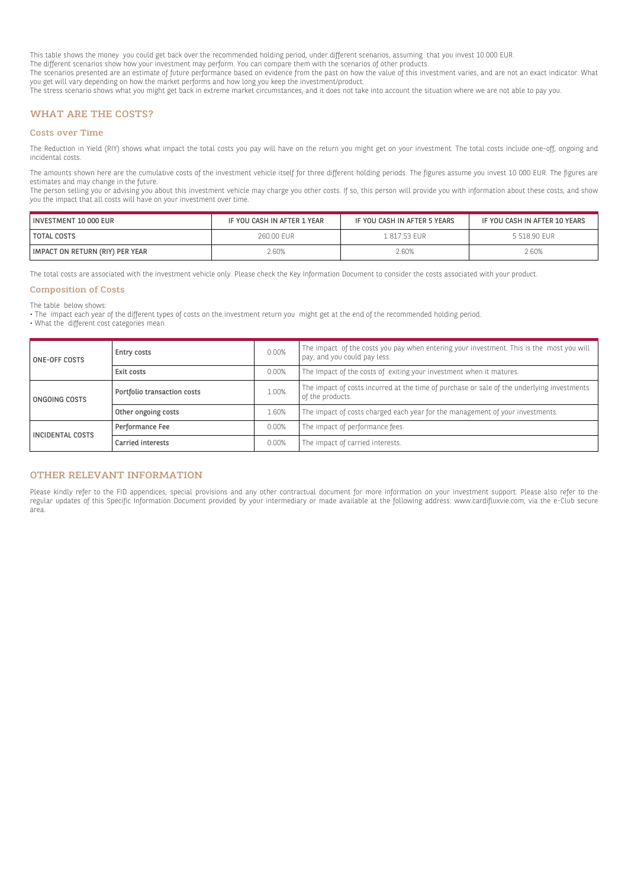This table shows the money you could get back over the recommended holding period, under different scenarios, assuming that you invest 10.000 EUR.
The different scenarios show how your investment may perform. You can compare them with the scenarios of other products.
The scenarios presented are an estimate of future performance based on evidence from the past on how the value of this investment varies, and are not an exact indicator. What you get will vary depending on how the market performs and how long you keep the investment/product.
The stress scenario shows what you might get back in extreme market circumstances, and it does not take into account the situation where we are not able to pay you.

## WHAT ARE THE COSTS?

### Costs over Time

The Reduction in Yield (RIY) shows what impact the total costs you pay will have on the return you might get on your investment. The total costs include one-off, ongoing and incidental costs.

The amounts shown here are the cumulative costs of the investment vehicle itself for three different holding periods. The figures assume you invest 10 000 EUR. The figures are estimates and may change in the future.
The person selling you or advising you about this investment vehicle may charge you other costs. If so, this person will provide you with information about these costs, and show you the impact that all costs will have on your investment over time.

| INVESTMENT 10 000 EUR | IF YOU CASH IN AFTER 1 YEAR | IF YOU CASH IN AFTER 5 YEARS | IF YOU CASH IN AFTER 10 YEARS |
|---|---|---|---|
| TOTAL COSTS | 260.00 EUR | 1 817.53 EUR | 5 518.90 EUR |
| IMPACT ON RETURN (RIY) PER YEAR | 2.60% | 2.60% | 2.60% |

The total costs are associated with the investment vehicle only. Please check the Key Information Document to consider the costs associated with your product.

### Composition of Costs

The table below shows:
- The impact each year of the different types of costs on the investment return you might get at the end of the recommended holding period.
- What the different cost categories mean.

| | | | |
|---|---|---|---|
| ONE-OFF COSTS | Entry costs | 0.00% | The impact of the costs you pay when entering your investment. This is the most you will pay, and you could pay less. |
| | Exit costs | 0.00% | The Impact of the costs of exiting your investment when it matures. |
| ONGOING COSTS | Portfolio transaction costs | 1.00% | The impact of costs incurred at the time of purchase or sale of the underlying investments of the products. |
| | Other ongoing costs | 1.60% | The impact of costs charged each year for the management of your investments. |
| INCIDENTAL COSTS | Performance Fee | 0.00% | The impact of performance fees. |
| | Carried interests | 0.00% | The impact of carried interests. |

## OTHER RELEVANT INFORMATION

Please kindly refer to the FID appendices, special provisions and any other contractual document for more information on your investment support. Please also refer to the regular updates of this Specific Information Document provided by your intermediary or made available at the following address: www.cardifluxvie.com, via the e-Club secure area.